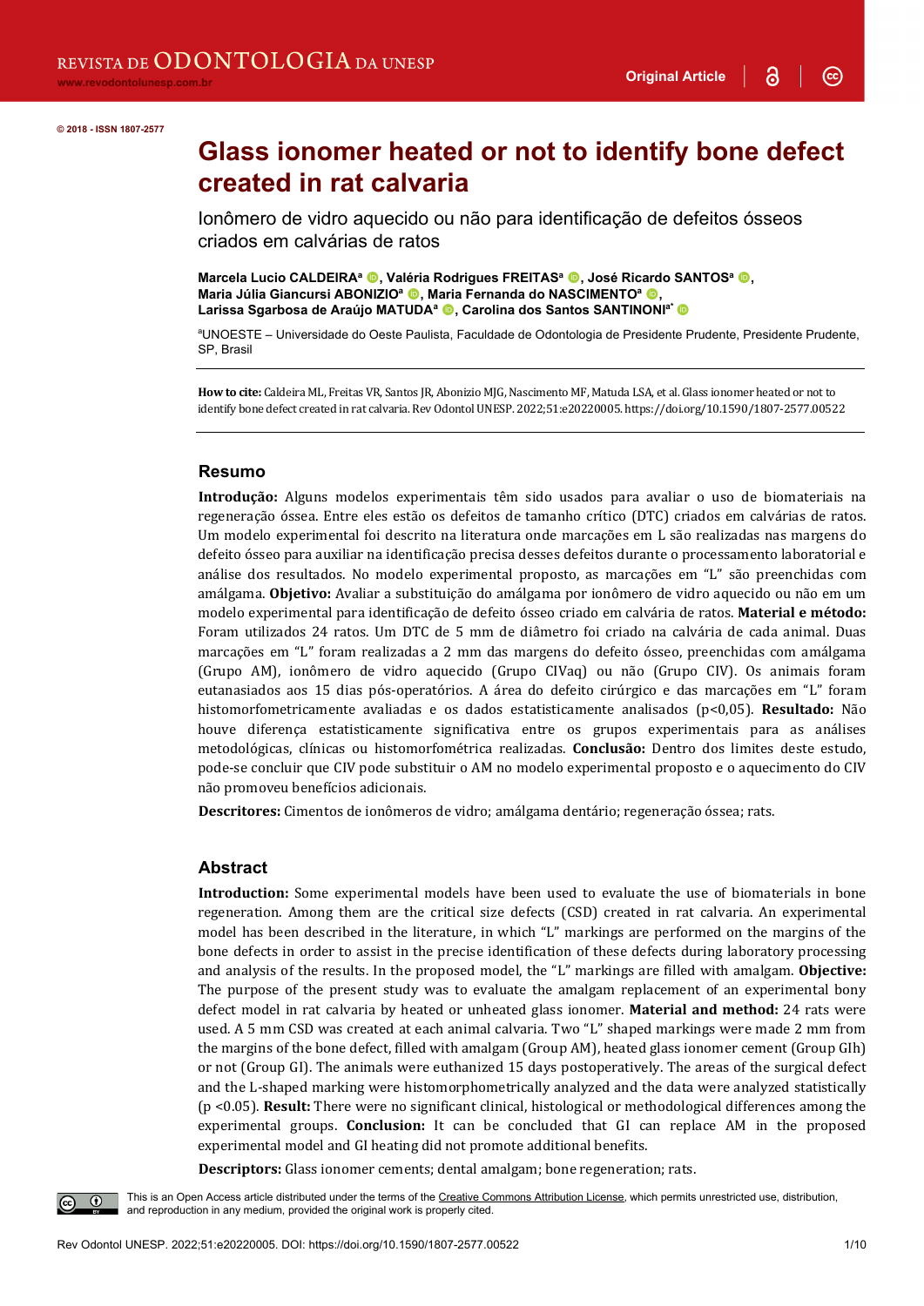© 2018 - ISSN 1807-2577

# Glass ionomer heated or not to identify bone defect created in rat calvaria

Ionômero de vidro aquecido ou não para identificação de defeitos ósseos criados em calvárias de ratos

**Marcela Lucio CALDEIRA**[a], **Valéria Rodrigues FREITAS**[a], **José Ricardo SANTOS**[a], **Maria Júlia Giancursi ABONIZIO**[a], **Maria Fernanda do NASCIMENTO**[a], **Larissa Sgarbosa de Araújo MATUDA**[a], **Carolina dos Santos SANTINONI**[a*]

[a]UNOESTE – Universidade do Oeste Paulista, Faculdade de Odontologia de Presidente Prudente, Presidente Prudente, SP, Brasil

**How to cite:** Caldeira ML, Freitas VR, Santos JR, Abonizio MJG, Nascimento MF, Matuda LSA, et al. Glass ionomer heated or not to identify bone defect created in rat calvaria. Rev Odontol UNESP. 2022;51:e20220005. https://doi.org/10.1590/1807-2577.00522

## Resumo

**Introdução:** Alguns modelos experimentais têm sido usados para avaliar o uso de biomateriais na regeneração óssea. Entre eles estão os defeitos de tamanho crítico (DTC) criados em calvárias de ratos. Um modelo experimental foi descrito na literatura onde marcações em L são realizadas nas margens do defeito ósseo para auxiliar na identificação precisa desses defeitos durante o processamento laboratorial e análise dos resultados. No modelo experimental proposto, as marcações em "L" são preenchidas com amálgama. **Objetivo:** Avaliar a substituição do amálgama por ionômero de vidro aquecido ou não em um modelo experimental para identificação de defeito ósseo criado em calvária de ratos. **Material e método:** Foram utilizados 24 ratos. Um DTC de 5 mm de diâmetro foi criado na calvária de cada animal. Duas marcações em "L" foram realizadas a 2 mm das margens do defeito ósseo, preenchidas com amálgama (Grupo AM), ionômero de vidro aquecido (Grupo CIVaq) ou não (Grupo CIV). Os animais foram eutanasiados aos 15 dias pós-operatórios. A área do defeito cirúrgico e das marcações em "L" foram histomorfometricamente avaliadas e os dados estatisticamente analisados ($p<0,05$). **Resultado:** Não houve diferença estatisticamente significativa entre os grupos experimentais para as análises metodológicas, clínicas ou histomorfométrica realizadas. **Conclusão:** Dentro dos limites deste estudo, pode-se concluir que CIV pode substituir o AM no modelo experimental proposto e o aquecimento do CIV não promoveu benefícios adicionais.

**Descritores:** Cimentos de ionômeros de vidro; amálgama dentário; regeneração óssea; rats.

## Abstract

**Introduction:** Some experimental models have been used to evaluate the use of biomaterials in bone regeneration. Among them are the critical size defects (CSD) created in rat calvaria. An experimental model has been described in the literature, in which "L" markings are performed on the margins of the bone defects in order to assist in the precise identification of these defects during laboratory processing and analysis of the results. In the proposed model, the "L" markings are filled with amalgam. **Objective:** The purpose of the present study was to evaluate the amalgam replacement of an experimental bony defect model in rat calvaria by heated or unheated glass ionomer. **Material and method:** 24 rats were used. A 5 mm CSD was created at each animal calvaria. Two "L" shaped markings were made 2 mm from the margins of the bone defect, filled with amalgam (Group AM), heated glass ionomer cement (Group GIh) or not (Group GI). The animals were euthanized 15 days postoperatively. The areas of the surgical defect and the L-shaped marking were histomorphometrically analyzed and the data were analyzed statistically ($p<0.05$). **Result:** There were no significant clinical, histological or methodological differences among the experimental groups. **Conclusion:** It can be concluded that GI can replace AM in the proposed experimental model and GI heating did not promote additional benefits.

**Descriptors:** Glass ionomer cements; dental amalgam; bone regeneration; rats.

This is an Open Access article distributed under the terms of the Creative Commons Attribution License, which permits unrestricted use, distribution, and reproduction in any medium, provided the original work is properly cited.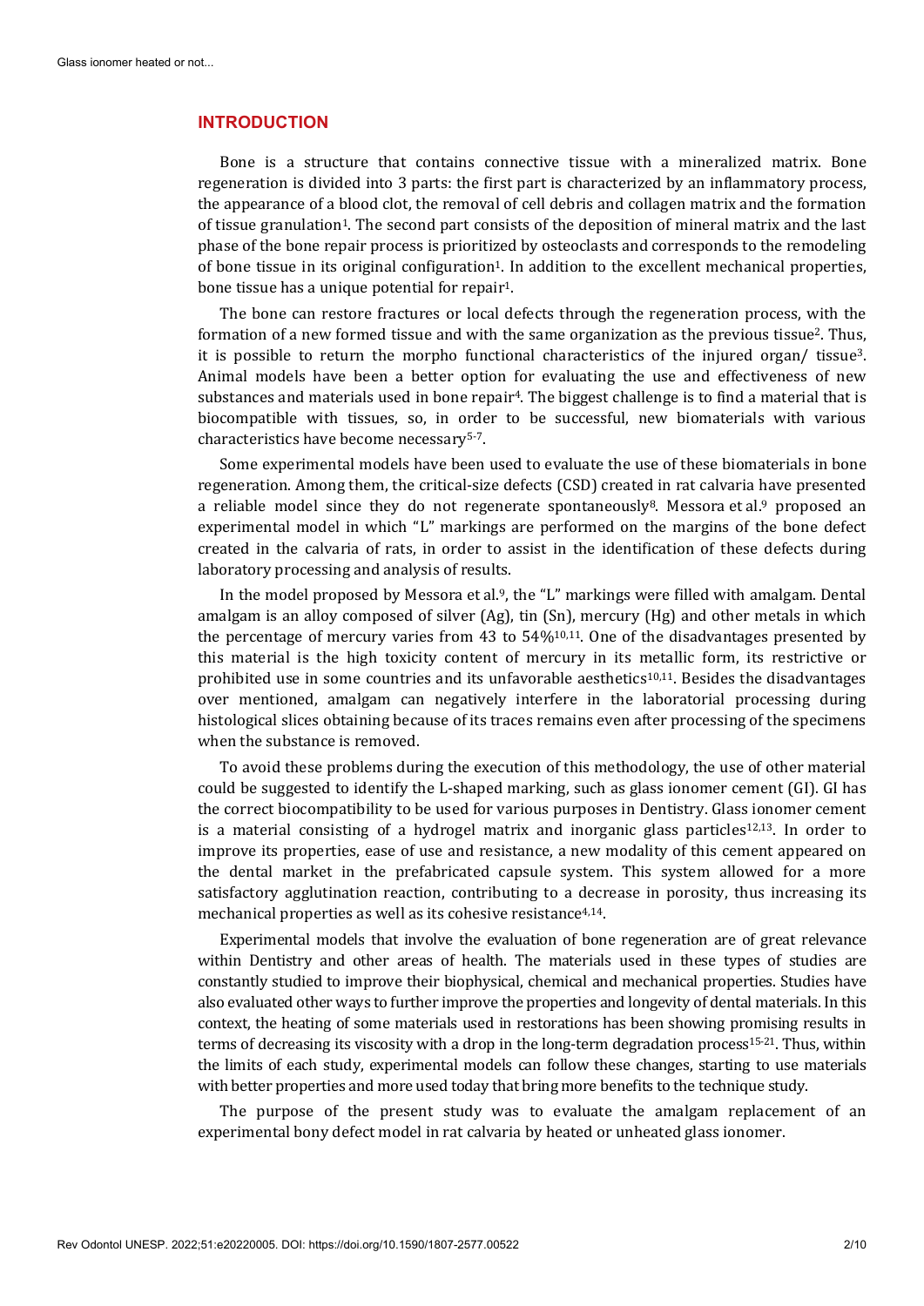## INTRODUCTION

Bone is a structure that contains connective tissue with a mineralized matrix. Bone regeneration is divided into 3 parts: the first part is characterized by an inflammatory process, the appearance of a blood clot, the removal of cell debris and collagen matrix and the formation of tissue granulation[1]. The second part consists of the deposition of mineral matrix and the last phase of the bone repair process is prioritized by osteoclasts and corresponds to the remodeling of bone tissue in its original configuration[1]. In addition to the excellent mechanical properties, bone tissue has a unique potential for repair[1].

The bone can restore fractures or local defects through the regeneration process, with the formation of a new formed tissue and with the same organization as the previous tissue[2]. Thus, it is possible to return the morpho functional characteristics of the injured organ/ tissue[3]. Animal models have been a better option for evaluating the use and effectiveness of new substances and materials used in bone repair[4]. The biggest challenge is to find a material that is biocompatible with tissues, so, in order to be successful, new biomaterials with various characteristics have become necessary[5-7].

Some experimental models have been used to evaluate the use of these biomaterials in bone regeneration. Among them, the critical-size defects (CSD) created in rat calvaria have presented a reliable model since they do not regenerate spontaneously[8]. Messora et al.[9] proposed an experimental model in which "L" markings are performed on the margins of the bone defect created in the calvaria of rats, in order to assist in the identification of these defects during laboratory processing and analysis of results.

In the model proposed by Messora et al.[9], the "L" markings were filled with amalgam. Dental amalgam is an alloy composed of silver (Ag), tin (Sn), mercury (Hg) and other metals in which the percentage of mercury varies from 43 to 54%[10,11]. One of the disadvantages presented by this material is the high toxicity content of mercury in its metallic form, its restrictive or prohibited use in some countries and its unfavorable aesthetics[10,11]. Besides the disadvantages over mentioned, amalgam can negatively interfere in the laboratorial processing during histological slices obtaining because of its traces remains even after processing of the specimens when the substance is removed.

To avoid these problems during the execution of this methodology, the use of other material could be suggested to identify the L-shaped marking, such as glass ionomer cement (GI). GI has the correct biocompatibility to be used for various purposes in Dentistry. Glass ionomer cement is a material consisting of a hydrogel matrix and inorganic glass particles[12,13]. In order to improve its properties, ease of use and resistance, a new modality of this cement appeared on the dental market in the prefabricated capsule system. This system allowed for a more satisfactory agglutination reaction, contributing to a decrease in porosity, thus increasing its mechanical properties as well as its cohesive resistance[4,14].

Experimental models that involve the evaluation of bone regeneration are of great relevance within Dentistry and other areas of health. The materials used in these types of studies are constantly studied to improve their biophysical, chemical and mechanical properties. Studies have also evaluated other ways to further improve the properties and longevity of dental materials. In this context, the heating of some materials used in restorations has been showing promising results in terms of decreasing its viscosity with a drop in the long-term degradation process[15-21]. Thus, within the limits of each study, experimental models can follow these changes, starting to use materials with better properties and more used today that bring more benefits to the technique study.

The purpose of the present study was to evaluate the amalgam replacement of an experimental bony defect model in rat calvaria by heated or unheated glass ionomer.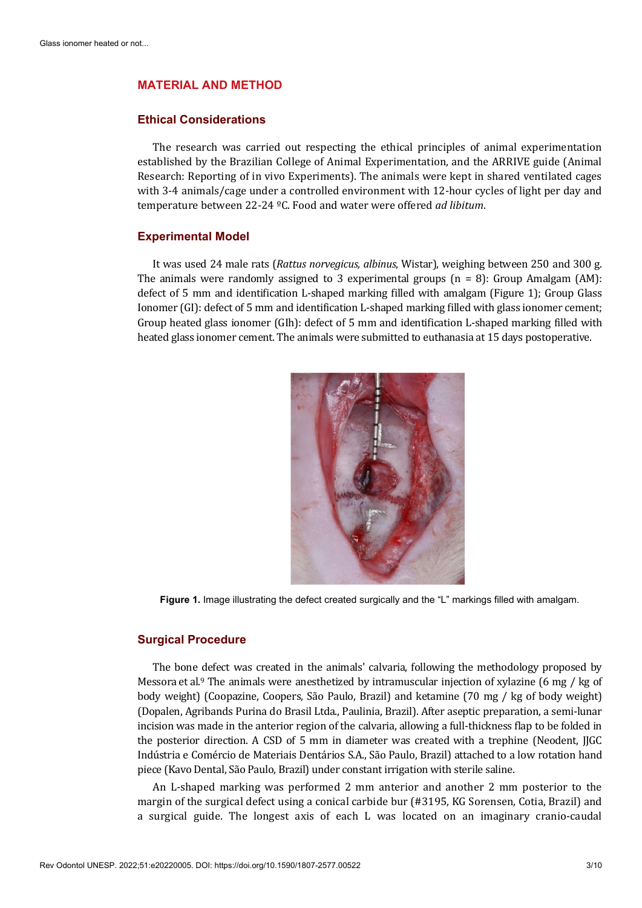## MATERIAL AND METHOD

### Ethical Considerations

The research was carried out respecting the ethical principles of animal experimentation established by the Brazilian College of Animal Experimentation, and the ARRIVE guide (Animal Research: Reporting of in vivo Experiments). The animals were kept in shared ventilated cages with 3-4 animals/cage under a controlled environment with 12-hour cycles of light per day and temperature between 22-24 ºC. Food and water were offered *ad libitum*.

### Experimental Model

It was used 24 male rats (*Rattus norvegicus, albinus*, Wistar), weighing between 250 and 300 g. The animals were randomly assigned to 3 experimental groups (n = 8): Group Amalgam (AM): defect of 5 mm and identification L-shaped marking filled with amalgam (Figure 1); Group Glass Ionomer (GI): defect of 5 mm and identification L-shaped marking filled with glass ionomer cement; Group heated glass ionomer (GIh): defect of 5 mm and identification L-shaped marking filled with heated glass ionomer cement. The animals were submitted to euthanasia at 15 days postoperative.

**Figure 1.** Image illustrating the defect created surgically and the "L" markings filled with amalgam.

### Surgical Procedure

The bone defect was created in the animals' calvaria, following the methodology proposed by Messora et al.[9] The animals were anesthetized by intramuscular injection of xylazine (6 mg / kg of body weight) (Coopazine, Coopers, São Paulo, Brazil) and ketamine (70 mg / kg of body weight) (Dopalen, Agribands Purina do Brasil Ltda., Paulinia, Brazil). After aseptic preparation, a semi-lunar incision was made in the anterior region of the calvaria, allowing a full-thickness flap to be folded in the posterior direction. A CSD of 5 mm in diameter was created with a trephine (Neodent, JJGC Indústria e Comércio de Materiais Dentários S.A., São Paulo, Brazil) attached to a low rotation hand piece (Kavo Dental, São Paulo, Brazil) under constant irrigation with sterile saline.

An L-shaped marking was performed 2 mm anterior and another 2 mm posterior to the margin of the surgical defect using a conical carbide bur (#3195, KG Sorensen, Cotia, Brazil) and a surgical guide. The longest axis of each L was located on an imaginary cranio-caudal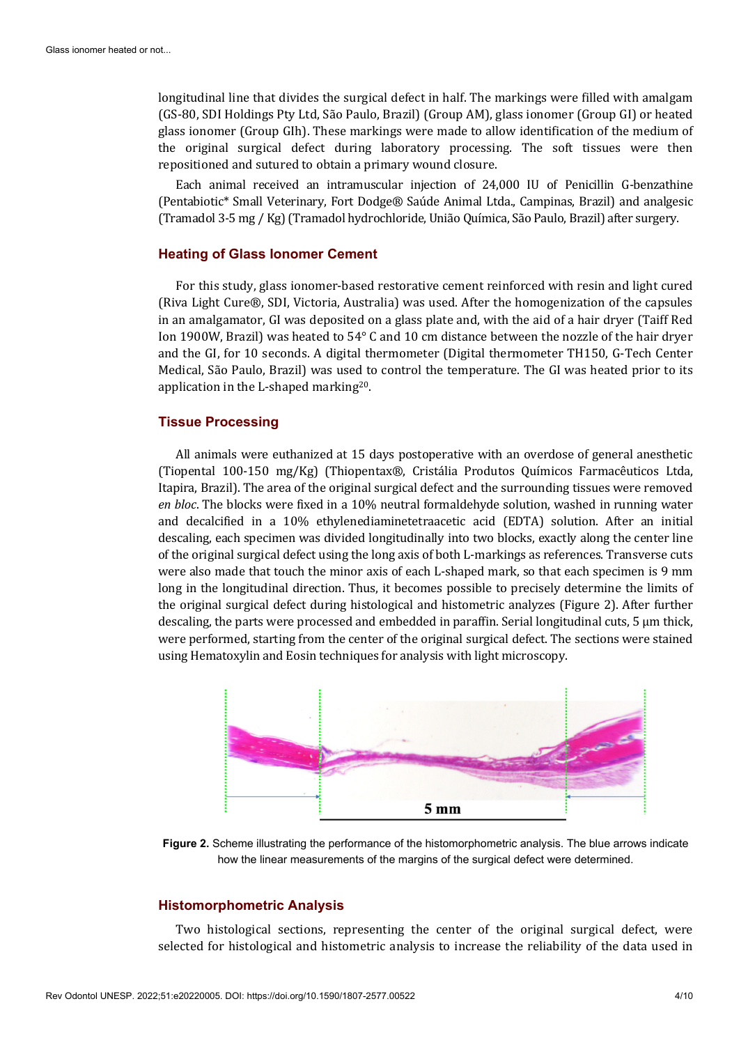longitudinal line that divides the surgical defect in half. The markings were filled with amalgam (GS-80, SDI Holdings Pty Ltd, São Paulo, Brazil) (Group AM), glass ionomer (Group GI) or heated glass ionomer (Group GIh). These markings were made to allow identification of the medium of the original surgical defect during laboratory processing. The soft tissues were then repositioned and sutured to obtain a primary wound closure.

Each animal received an intramuscular injection of 24,000 IU of Penicillin G-benzathine (Pentabiotic* Small Veterinary, Fort Dodge® Saúde Animal Ltda., Campinas, Brazil) and analgesic (Tramadol 3-5 mg / Kg) (Tramadol hydrochloride, União Química, São Paulo, Brazil) after surgery.

## Heating of Glass Ionomer Cement

For this study, glass ionomer-based restorative cement reinforced with resin and light cured (Riva Light Cure®, SDI, Victoria, Australia) was used. After the homogenization of the capsules in an amalgamator, GI was deposited on a glass plate and, with the aid of a hair dryer (Taiff Red Ion 1900W, Brazil) was heated to 54° C and 10 cm distance between the nozzle of the hair dryer and the GI, for 10 seconds. A digital thermometer (Digital thermometer TH150, G-Tech Center Medical, São Paulo, Brazil) was used to control the temperature. The GI was heated prior to its application in the L-shaped marking[20].

## Tissue Processing

All animals were euthanized at 15 days postoperative with an overdose of general anesthetic (Tiopental 100-150 mg/Kg) (Thiopentax®, Cristália Produtos Químicos Farmacêuticos Ltda, Itapira, Brazil). The area of the original surgical defect and the surrounding tissues were removed *en bloc*. The blocks were fixed in a 10% neutral formaldehyde solution, washed in running water and decalcified in a 10% ethylenediaminetetraacetic acid (EDTA) solution. After an initial descaling, each specimen was divided longitudinally into two blocks, exactly along the center line of the original surgical defect using the long axis of both L-markings as references. Transverse cuts were also made that touch the minor axis of each L-shaped mark, so that each specimen is 9 mm long in the longitudinal direction. Thus, it becomes possible to precisely determine the limits of the original surgical defect during histological and histometric analyzes (Figure 2). After further descaling, the parts were processed and embedded in paraffin. Serial longitudinal cuts, 5 µm thick, were performed, starting from the center of the original surgical defect. The sections were stained using Hematoxylin and Eosin techniques for analysis with light microscopy.

**Figure 2.** Scheme illustrating the performance of the histomorphometric analysis. The blue arrows indicate how the linear measurements of the margins of the surgical defect were determined.

## Histomorphometric Analysis

Two histological sections, representing the center of the original surgical defect, were selected for histological and histometric analysis to increase the reliability of the data used in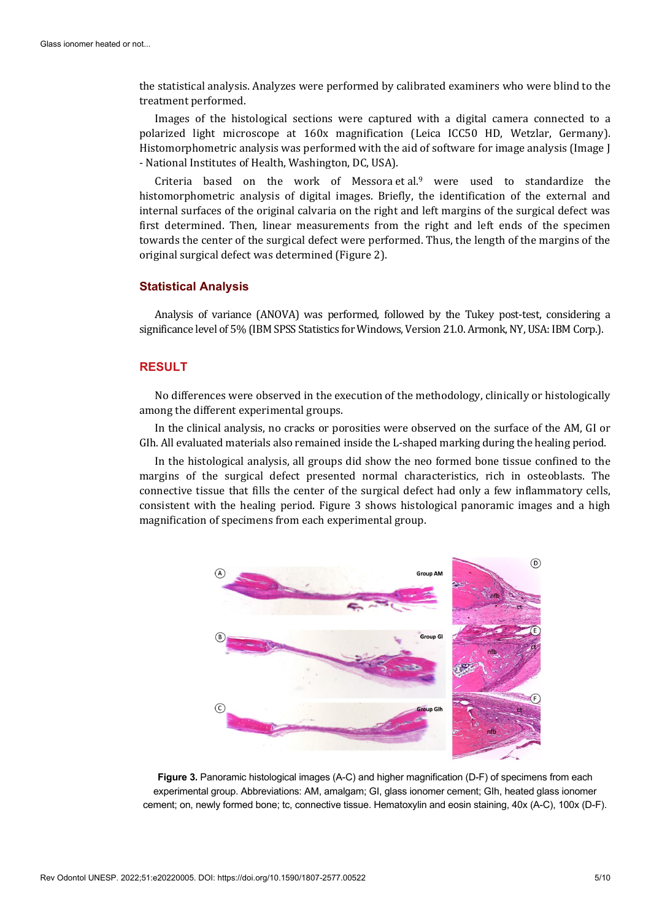the statistical analysis. Analyzes were performed by calibrated examiners who were blind to the treatment performed.

Images of the histological sections were captured with a digital camera connected to a polarized light microscope at 160x magnification (Leica ICC50 HD, Wetzlar, Germany). Histomorphometric analysis was performed with the aid of software for image analysis (Image J - National Institutes of Health, Washington, DC, USA).

Criteria based on the work of Messora et al.[9] were used to standardize the histomorphometric analysis of digital images. Briefly, the identification of the external and internal surfaces of the original calvaria on the right and left margins of the surgical defect was first determined. Then, linear measurements from the right and left ends of the specimen towards the center of the surgical defect were performed. Thus, the length of the margins of the original surgical defect was determined (Figure 2).

## Statistical Analysis

Analysis of variance (ANOVA) was performed, followed by the Tukey post-test, considering a significance level of 5% (IBM SPSS Statistics for Windows, Version 21.0. Armonk, NY, USA: IBM Corp.).

# RESULT

No differences were observed in the execution of the methodology, clinically or histologically among the different experimental groups.

In the clinical analysis, no cracks or porosities were observed on the surface of the AM, GI or GIh. All evaluated materials also remained inside the L-shaped marking during the healing period.

In the histological analysis, all groups did show the neo formed bone tissue confined to the margins of the surgical defect presented normal characteristics, rich in osteoblasts. The connective tissue that fills the center of the surgical defect had only a few inflammatory cells, consistent with the healing period. Figure 3 shows histological panoramic images and a high magnification of specimens from each experimental group.

**Figure 3.** Panoramic histological images (A-C) and higher magnification (D-F) of specimens from each experimental group. Abbreviations: AM, amalgam; GI, glass ionomer cement; GIh, heated glass ionomer cement; on, newly formed bone; tc, connective tissue. Hematoxylin and eosin staining, 40x (A-C), 100x (D-F).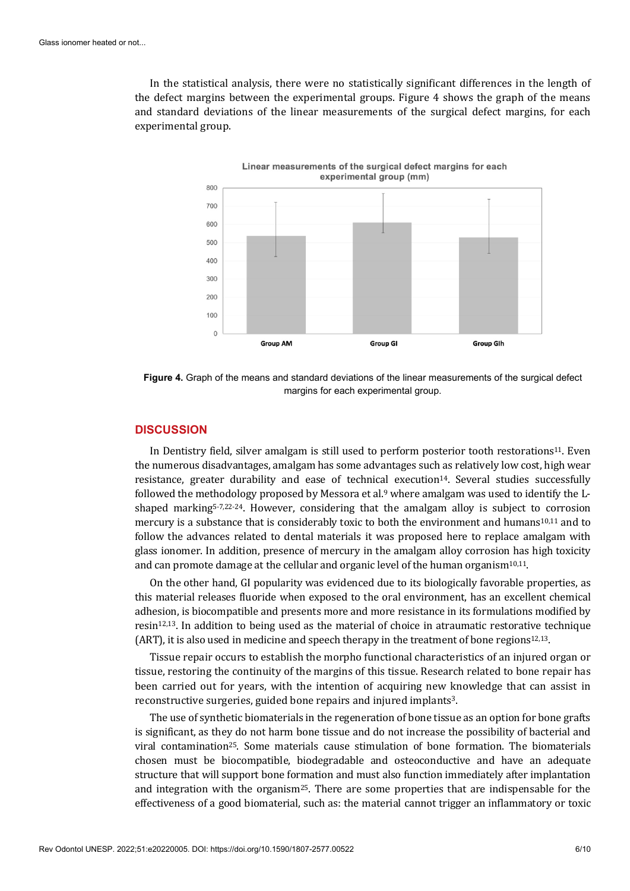In the statistical analysis, there were no statistically significant differences in the length of the defect margins between the experimental groups. Figure 4 shows the graph of the means and standard deviations of the linear measurements of the surgical defect margins, for each experimental group.

**Figure 4.** Graph of the means and standard deviations of the linear measurements of the surgical defect margins for each experimental group.

## DISCUSSION

In Dentistry field, silver amalgam is still used to perform posterior tooth restorations[11]. Even the numerous disadvantages, amalgam has some advantages such as relatively low cost, high wear resistance, greater durability and ease of technical execution[14]. Several studies successfully followed the methodology proposed by Messora et al.[9] where amalgam was used to identify the L-shaped marking[5-7,22-24]. However, considering that the amalgam alloy is subject to corrosion mercury is a substance that is considerably toxic to both the environment and humans[10,11] and to follow the advances related to dental materials it was proposed here to replace amalgam with glass ionomer. In addition, presence of mercury in the amalgam alloy corrosion has high toxicity and can promote damage at the cellular and organic level of the human organism[10,11].

On the other hand, GI popularity was evidenced due to its biologically favorable properties, as this material releases fluoride when exposed to the oral environment, has an excellent chemical adhesion, is biocompatible and presents more and more resistance in its formulations modified by resin[12,13]. In addition to being used as the material of choice in atraumatic restorative technique (ART), it is also used in medicine and speech therapy in the treatment of bone regions[12,13].

Tissue repair occurs to establish the morpho functional characteristics of an injured organ or tissue, restoring the continuity of the margins of this tissue. Research related to bone repair has been carried out for years, with the intention of acquiring new knowledge that can assist in reconstructive surgeries, guided bone repairs and injured implants[3].

The use of synthetic biomaterials in the regeneration of bone tissue as an option for bone grafts is significant, as they do not harm bone tissue and do not increase the possibility of bacterial and viral contamination[25]. Some materials cause stimulation of bone formation. The biomaterials chosen must be biocompatible, biodegradable and osteoconductive and have an adequate structure that will support bone formation and must also function immediately after implantation and integration with the organism[25]. There are some properties that are indispensable for the effectiveness of a good biomaterial, such as: the material cannot trigger an inflammatory or toxic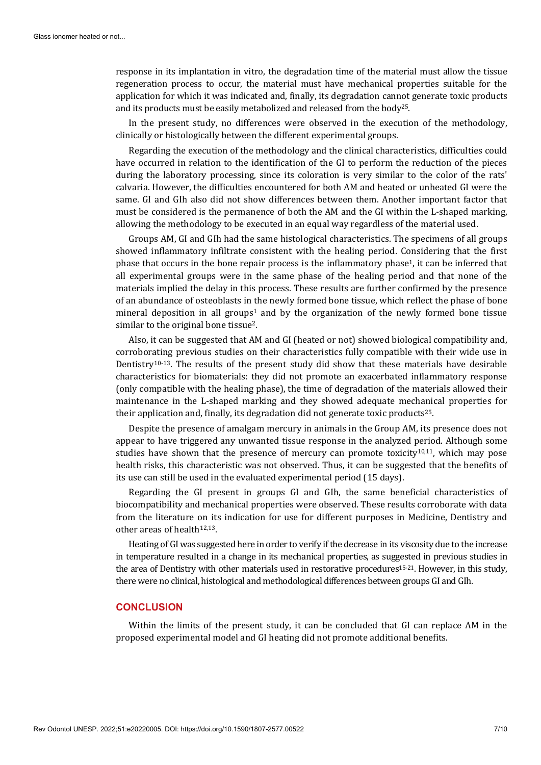response in its implantation in vitro, the degradation time of the material must allow the tissue regeneration process to occur, the material must have mechanical properties suitable for the application for which it was indicated and, finally, its degradation cannot generate toxic products and its products must be easily metabolized and released from the body[25].

In the present study, no differences were observed in the execution of the methodology, clinically or histologically between the different experimental groups.

Regarding the execution of the methodology and the clinical characteristics, difficulties could have occurred in relation to the identification of the GI to perform the reduction of the pieces during the laboratory processing, since its coloration is very similar to the color of the rats' calvaria. However, the difficulties encountered for both AM and heated or unheated GI were the same. GI and GIh also did not show differences between them. Another important factor that must be considered is the permanence of both the AM and the GI within the L-shaped marking, allowing the methodology to be executed in an equal way regardless of the material used.

Groups AM, GI and GIh had the same histological characteristics. The specimens of all groups showed inflammatory infiltrate consistent with the healing period. Considering that the first phase that occurs in the bone repair process is the inflammatory phase[1], it can be inferred that all experimental groups were in the same phase of the healing period and that none of the materials implied the delay in this process. These results are further confirmed by the presence of an abundance of osteoblasts in the newly formed bone tissue, which reflect the phase of bone mineral deposition in all groups[1] and by the organization of the newly formed bone tissue similar to the original bone tissue[2].

Also, it can be suggested that AM and GI (heated or not) showed biological compatibility and, corroborating previous studies on their characteristics fully compatible with their wide use in Dentistry[10-13]. The results of the present study did show that these materials have desirable characteristics for biomaterials: they did not promote an exacerbated inflammatory response (only compatible with the healing phase), the time of degradation of the materials allowed their maintenance in the L-shaped marking and they showed adequate mechanical properties for their application and, finally, its degradation did not generate toxic products[25].

Despite the presence of amalgam mercury in animals in the Group AM, its presence does not appear to have triggered any unwanted tissue response in the analyzed period. Although some studies have shown that the presence of mercury can promote toxicity[10,11], which may pose health risks, this characteristic was not observed. Thus, it can be suggested that the benefits of its use can still be used in the evaluated experimental period (15 days).

Regarding the GI present in groups GI and GIh, the same beneficial characteristics of biocompatibility and mechanical properties were observed. These results corroborate with data from the literature on its indication for use for different purposes in Medicine, Dentistry and other areas of health[12,13].

Heating of GI was suggested here in order to verify if the decrease in its viscosity due to the increase in temperature resulted in a change in its mechanical properties, as suggested in previous studies in the area of Dentistry with other materials used in restorative procedures[15-21]. However, in this study, there were no clinical, histological and methodological differences between groups GI and GIh.

## CONCLUSION

Within the limits of the present study, it can be concluded that GI can replace AM in the proposed experimental model and GI heating did not promote additional benefits.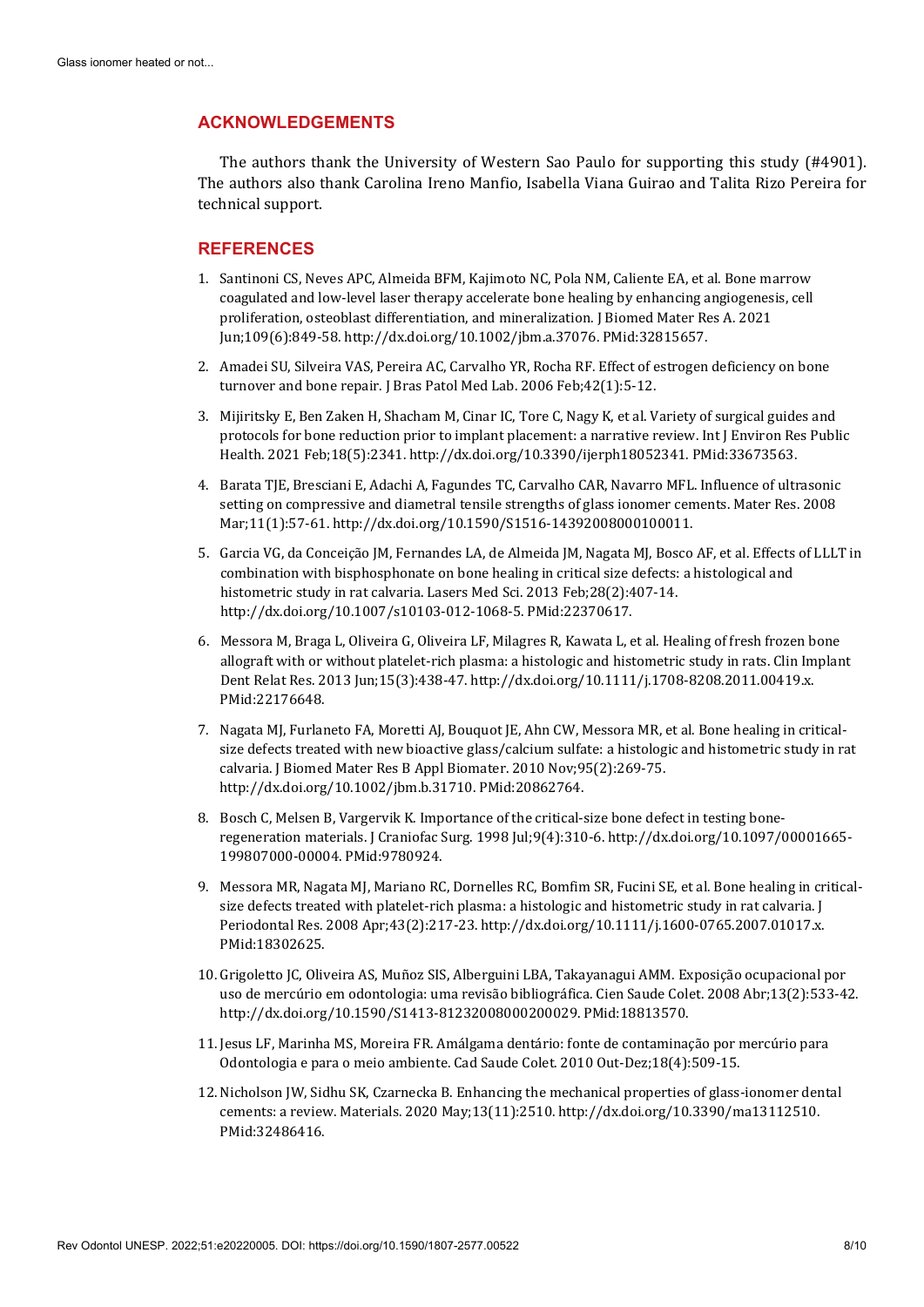## ACKNOWLEDGEMENTS

The authors thank the University of Western Sao Paulo for supporting this study (#4901). The authors also thank Carolina Ireno Manfio, Isabella Viana Guirao and Talita Rizo Pereira for technical support.

## REFERENCES

1. Santinoni CS, Neves APC, Almeida BFM, Kajimoto NC, Pola NM, Caliente EA, et al. Bone marrow coagulated and low-level laser therapy accelerate bone healing by enhancing angiogenesis, cell proliferation, osteoblast differentiation, and mineralization. J Biomed Mater Res A. 2021 Jun;109(6):849-58. http://dx.doi.org/10.1002/jbm.a.37076. PMid:32815657.
2. Amadei SU, Silveira VAS, Pereira AC, Carvalho YR, Rocha RF. Effect of estrogen deficiency on bone turnover and bone repair. J Bras Patol Med Lab. 2006 Feb;42(1):5-12.
3. Mijiritsky E, Ben Zaken H, Shacham M, Cinar IC, Tore C, Nagy K, et al. Variety of surgical guides and protocols for bone reduction prior to implant placement: a narrative review. Int J Environ Res Public Health. 2021 Feb;18(5):2341. http://dx.doi.org/10.3390/ijerph18052341. PMid:33673563.
4. Barata TJE, Bresciani E, Adachi A, Fagundes TC, Carvalho CAR, Navarro MFL. Influence of ultrasonic setting on compressive and diametral tensile strengths of glass ionomer cements. Mater Res. 2008 Mar;11(1):57-61. http://dx.doi.org/10.1590/S1516-14392008000100011.
5. Garcia VG, da Conceição JM, Fernandes LA, de Almeida JM, Nagata MJ, Bosco AF, et al. Effects of LLLT in combination with bisphosphonate on bone healing in critical size defects: a histological and histometric study in rat calvaria. Lasers Med Sci. 2013 Feb;28(2):407-14. http://dx.doi.org/10.1007/s10103-012-1068-5. PMid:22370617.
6. Messora M, Braga L, Oliveira G, Oliveira LF, Milagres R, Kawata L, et al. Healing of fresh frozen bone allograft with or without platelet-rich plasma: a histologic and histometric study in rats. Clin Implant Dent Relat Res. 2013 Jun;15(3):438-47. http://dx.doi.org/10.1111/j.1708-8208.2011.00419.x. PMid:22176648.
7. Nagata MJ, Furlaneto FA, Moretti AJ, Bouquot JE, Ahn CW, Messora MR, et al. Bone healing in critical-size defects treated with new bioactive glass/calcium sulfate: a histologic and histometric study in rat calvaria. J Biomed Mater Res B Appl Biomater. 2010 Nov;95(2):269-75. http://dx.doi.org/10.1002/jbm.b.31710. PMid:20862764.
8. Bosch C, Melsen B, Vargervik K. Importance of the critical-size bone defect in testing bone-regeneration materials. J Craniofac Surg. 1998 Jul;9(4):310-6. http://dx.doi.org/10.1097/00001665-199807000-00004. PMid:9780924.
9. Messora MR, Nagata MJ, Mariano RC, Dornelles RC, Bomfim SR, Fucini SE, et al. Bone healing in critical-size defects treated with platelet-rich plasma: a histologic and histometric study in rat calvaria. J Periodontal Res. 2008 Apr;43(2):217-23. http://dx.doi.org/10.1111/j.1600-0765.2007.01017.x. PMid:18302625.
10. Grigoletto JC, Oliveira AS, Muñoz SIS, Alberguini LBA, Takayanagui AMM. Exposição ocupacional por uso de mercúrio em odontologia: uma revisão bibliográfica. Cien Saude Colet. 2008 Abr;13(2):533-42. http://dx.doi.org/10.1590/S1413-81232008000200029. PMid:18813570.
11. Jesus LF, Marinha MS, Moreira FR. Amálgama dentário: fonte de contaminação por mercúrio para Odontologia e para o meio ambiente. Cad Saude Colet. 2010 Out-Dez;18(4):509-15.
12. Nicholson JW, Sidhu SK, Czarnecka B. Enhancing the mechanical properties of glass-ionomer dental cements: a review. Materials. 2020 May;13(11):2510. http://dx.doi.org/10.3390/ma13112510. PMid:32486416.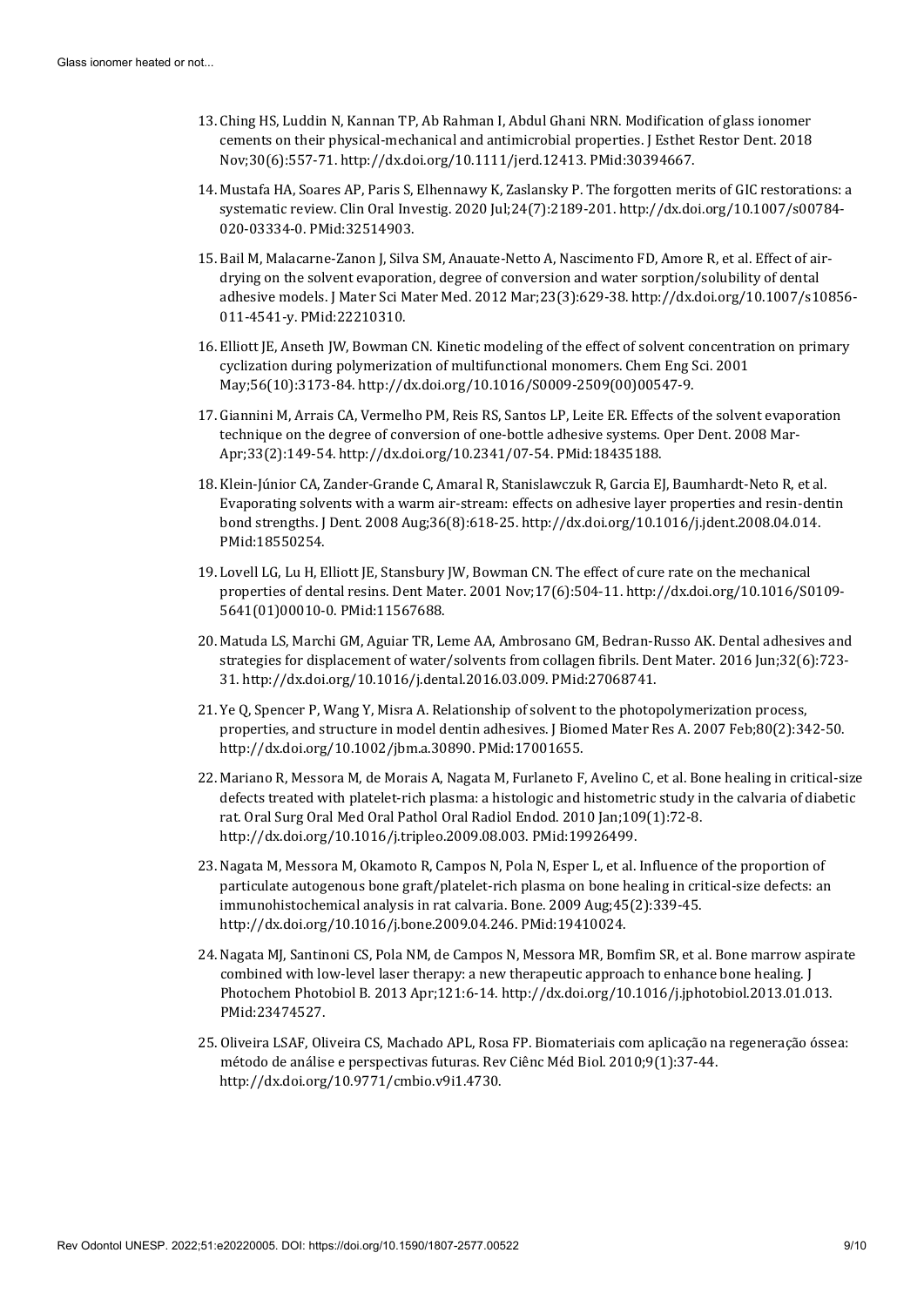13. Ching HS, Luddin N, Kannan TP, Ab Rahman I, Abdul Ghani NRN. Modification of glass ionomer cements on their physical-mechanical and antimicrobial properties. J Esthet Restor Dent. 2018 Nov;30(6):557-71. http://dx.doi.org/10.1111/jerd.12413. PMid:30394667.
14. Mustafa HA, Soares AP, Paris S, Elhennawy K, Zaslansky P. The forgotten merits of GIC restorations: a systematic review. Clin Oral Investig. 2020 Jul;24(7):2189-201. http://dx.doi.org/10.1007/s00784-020-03334-0. PMid:32514903.
15. Bail M, Malacarne-Zanon J, Silva SM, Anauate-Netto A, Nascimento FD, Amore R, et al. Effect of air-drying on the solvent evaporation, degree of conversion and water sorption/solubility of dental adhesive models. J Mater Sci Mater Med. 2012 Mar;23(3):629-38. http://dx.doi.org/10.1007/s10856-011-4541-y. PMid:22210310.
16. Elliott JE, Anseth JW, Bowman CN. Kinetic modeling of the effect of solvent concentration on primary cyclization during polymerization of multifunctional monomers. Chem Eng Sci. 2001 May;56(10):3173-84. http://dx.doi.org/10.1016/S0009-2509(00)00547-9.
17. Giannini M, Arrais CA, Vermelho PM, Reis RS, Santos LP, Leite ER. Effects of the solvent evaporation technique on the degree of conversion of one-bottle adhesive systems. Oper Dent. 2008 Mar-Apr;33(2):149-54. http://dx.doi.org/10.2341/07-54. PMid:18435188.
18. Klein-Júnior CA, Zander-Grande C, Amaral R, Stanislawczuk R, Garcia EJ, Baumhardt-Neto R, et al. Evaporating solvents with a warm air-stream: effects on adhesive layer properties and resin-dentin bond strengths. J Dent. 2008 Aug;36(8):618-25. http://dx.doi.org/10.1016/j.jdent.2008.04.014. PMid:18550254.
19. Lovell LG, Lu H, Elliott JE, Stansbury JW, Bowman CN. The effect of cure rate on the mechanical properties of dental resins. Dent Mater. 2001 Nov;17(6):504-11. http://dx.doi.org/10.1016/S0109-5641(01)00010-0. PMid:11567688.
20. Matuda LS, Marchi GM, Aguiar TR, Leme AA, Ambrosano GM, Bedran-Russo AK. Dental adhesives and strategies for displacement of water/solvents from collagen fibrils. Dent Mater. 2016 Jun;32(6):723-31. http://dx.doi.org/10.1016/j.dental.2016.03.009. PMid:27068741.
21. Ye Q, Spencer P, Wang Y, Misra A. Relationship of solvent to the photopolymerization process, properties, and structure in model dentin adhesives. J Biomed Mater Res A. 2007 Feb;80(2):342-50. http://dx.doi.org/10.1002/jbm.a.30890. PMid:17001655.
22. Mariano R, Messora M, de Morais A, Nagata M, Furlaneto F, Avelino C, et al. Bone healing in critical-size defects treated with platelet-rich plasma: a histologic and histometric study in the calvaria of diabetic rat. Oral Surg Oral Med Oral Pathol Oral Radiol Endod. 2010 Jan;109(1):72-8. http://dx.doi.org/10.1016/j.tripleo.2009.08.003. PMid:19926499.
23. Nagata M, Messora M, Okamoto R, Campos N, Pola N, Esper L, et al. Influence of the proportion of particulate autogenous bone graft/platelet-rich plasma on bone healing in critical-size defects: an immunohistochemical analysis in rat calvaria. Bone. 2009 Aug;45(2):339-45. http://dx.doi.org/10.1016/j.bone.2009.04.246. PMid:19410024.
24. Nagata MJ, Santinoni CS, Pola NM, de Campos N, Messora MR, Bomfim SR, et al. Bone marrow aspirate combined with low-level laser therapy: a new therapeutic approach to enhance bone healing. J Photochem Photobiol B. 2013 Apr;121:6-14. http://dx.doi.org/10.1016/j.jphotobiol.2013.01.013. PMid:23474527.
25. Oliveira LSAF, Oliveira CS, Machado APL, Rosa FP. Biomateriais com aplicação na regeneração óssea: método de análise e perspectivas futuras. Rev Ciênc Méd Biol. 2010;9(1):37-44. http://dx.doi.org/10.9771/cmbio.v9i1.4730.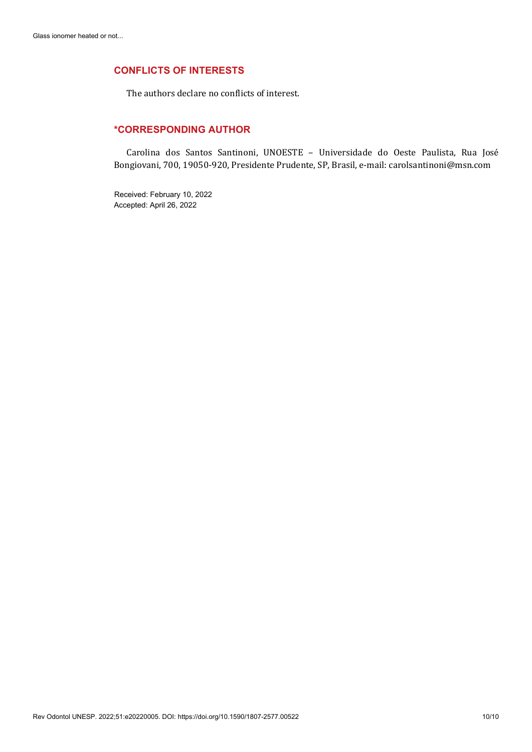## CONFLICTS OF INTERESTS

The authors declare no conflicts of interest.

## *CORRESPONDING AUTHOR

Carolina dos Santos Santinoni, UNOESTE – Universidade do Oeste Paulista, Rua José Bongiovani, 700, 19050-920, Presidente Prudente, SP, Brasil, e-mail: carolsantinoni@msn.com

Received: February 10, 2022
Accepted: April 26, 2022